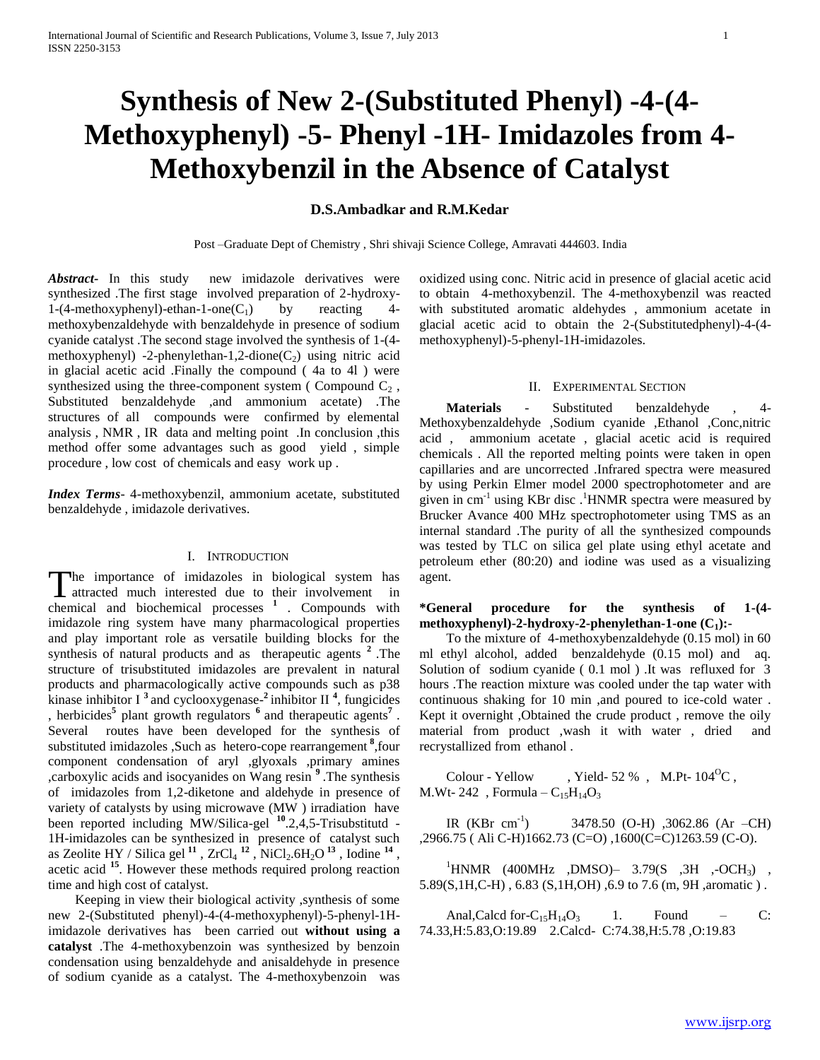# Synthesis of New 2-(Substituted Phenyl) -4-(4-Methoxyphenyl) -5- Phenyl -1H- Imidazoles from 4-Methoxybenzil in the Absence of Catalyst

**D.S.Ambadkar and R.M.Kedar**

Post –Graduate Dept of Chemistry , Shri shivaji Science College, Amravati 444603. India

***Abstract-*** In this study new imidazole derivatives were synthesized .The first stage involved preparation of 2-hydroxy-1-(4-methoxyphenyl)-ethan-1-one($C_1$) by reacting 4-methoxybenzaldehyde with benzaldehyde in presence of sodium cyanide catalyst .The second stage involved the synthesis of 1-(4-methoxyphenyl) -2-phenylethan-1,2-dione($C_2$) using nitric acid in glacial acetic acid .Finally the compound ( 4a to 4l ) were synthesized using the three-component system ( Compound $C_2$ , Substituted benzaldehyde ,and ammonium acetate) .The structures of all compounds were confirmed by elemental analysis , NMR , IR data and melting point .In conclusion ,this method offer some advantages such as good yield , simple procedure , low cost of chemicals and easy work up .

***Index Terms-*** 4-methoxybenzil, ammonium acetate, substituted benzaldehyde , imidazole derivatives.

## I. Introduction

The importance of imidazoles in biological system has attracted much interested due to their involvement in chemical and biochemical processes [1] . Compounds with imidazole ring system have many pharmacological properties and play important role as versatile building blocks for the synthesis of natural products and as therapeutic agents [2] .The structure of trisubstituted imidazoles are prevalent in natural products and pharmacologically active compounds such as p38 kinase inhibitor I [3] and cyclooxygenase-[2] inhibitor II [4], fungicides , herbicides[5] plant growth regulators [6] and therapeutic agents[7] . Several routes have been developed for the synthesis of substituted imidazoles ,Such as hetero-cope rearrangement [8],four component condensation of aryl ,glyoxals ,primary amines ,carboxylic acids and isocyanides on Wang resin [9] .The synthesis of imidazoles from 1,2-diketone and aldehyde in presence of variety of catalysts by using microwave (MW ) irradiation have been reported including MW/Silica-gel [10].2,4,5-Trisubstitutd -1H-imidazoles can be synthesized in presence of catalyst such as Zeolite HY / Silica gel [11] , $ZrCl_4$ [12] , $NiCl_2.6H_2O$ [13] , Iodine [14] , acetic acid [15]. However these methods required prolong reaction time and high cost of catalyst.

Keeping in view their biological activity ,synthesis of some new 2-(Substituted phenyl)-4-(4-methoxyphenyl)-5-phenyl-1H-imidazole derivatives has been carried out **without using a catalyst** .The 4-methoxybenzoin was synthesized by benzoin condensation using benzaldehyde and anisaldehyde in presence of sodium cyanide as a catalyst. The 4-methoxybenzoin was oxidized using conc. Nitric acid in presence of glacial acetic acid to obtain 4-methoxybenzil. The 4-methoxybenzil was reacted with substituted aromatic aldehydes , ammonium acetate in glacial acetic acid to obtain the 2-(Substitutedphenyl)-4-(4-methoxyphenyl)-5-phenyl-1H-imidazoles.

## II. Experimental Section

**Materials** - Substituted benzaldehyde , 4-Methoxybenzaldehyde ,Sodium cyanide ,Ethanol ,Conc,nitric acid , ammonium acetate , glacial acetic acid is required chemicals . All the reported melting points were taken in open capillaries and are uncorrected .Infrared spectra were measured by using Perkin Elmer model 2000 spectrophotometer and are given in $cm^{-1}$ using KBr disc .$^1$HNMR spectra were measured by Brucker Avance 400 MHz spectrophotometer using TMS as an internal standard .The purity of all the synthesized compounds was tested by TLC on silica gel plate using ethyl acetate and petroleum ether (80:20) and iodine was used as a visualizing agent.

**\*General procedure for the synthesis of 1-(4-methoxyphenyl)-2-hydroxy-2-phenylethan-1-one ($C_1$):-**

To the mixture of 4-methoxybenzaldehyde (0.15 mol) in 60 ml ethyl alcohol, added benzaldehyde (0.15 mol) and aq. Solution of sodium cyanide ( 0.1 mol ) .It was refluxed for 3 hours .The reaction mixture was cooled under the tap water with continuous shaking for 10 min ,and poured to ice-cold water . Kept it overnight ,Obtained the crude product , remove the oily material from product ,wash it with water , dried and recrystallized from ethanol .

Colour - Yellow , Yield- 52 % , M.Pt- 104$^O$C , M.Wt- 242 , Formula – $C_{15}H_{14}O_3$

IR (KBr $cm^{-1}$) 3478.50 (O-H) ,3062.86 (Ar –CH) ,2966.75 ( Ali C-H)1662.73 (C=O) ,1600(C=C)1263.59 (C-O).

$^1$HNMR (400MHz ,DMSO)– 3.79(S ,3H ,-$OCH_3$) , 5.89(S,1H,C-H) , 6.83 (S,1H,OH) ,6.9 to 7.6 (m, 9H ,aromatic ) .

Anal,Calcd for-$C_{15}H_{14}O_3$ 1. Found – C: 74.33,H:5.83,O:19.89 2.Calcd- C:74.38,H:5.78 ,O:19.83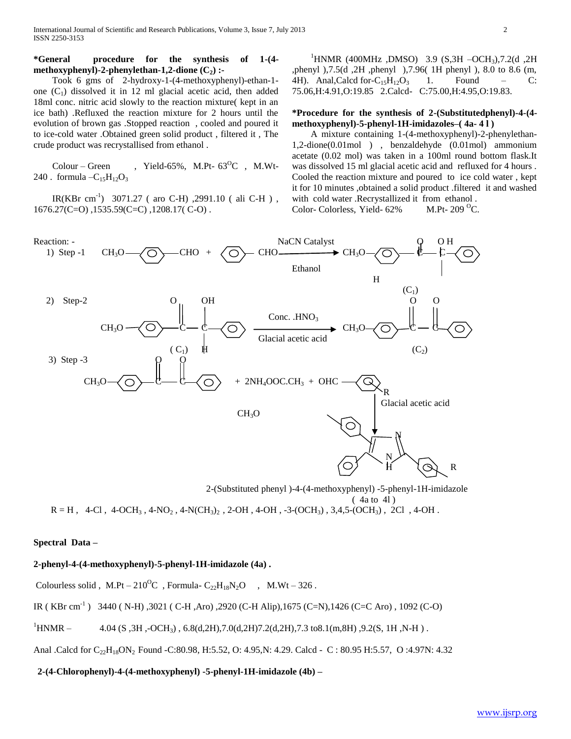**\*General procedure for the synthesis of 1-(4-methoxyphenyl)-2-phenylethan-1,2-dione ($C_2$) :-**

Took 6 gms of 2-hydroxy-1-(4-methoxyphenyl)-ethan-1-one ($C_1$) dissolved it in 12 ml glacial acetic acid, then added 18ml conc. nitric acid slowly to the reaction mixture( kept in an ice bath) .Refluxed the reaction mixture for 2 hours until the evolution of brown gas .Stopped reaction , cooled and poured it to ice-cold water .Obtained green solid product , filtered it , The crude product was recrystallised from ethanol .

Colour – Green , Yield-65%, M.Pt- 63$^{O}$C , M.Wt- 240 . formula –$C_{15}H_{12}O_3$

IR(KBr cm$^{-1}$) 3071.27 ( aro C-H) ,2991.10 ( ali C-H ) , 1676.27(C=O) ,1535.59(C=C) ,1208.17( C-O) .

$^{1}$HNMR (400MHz ,DMSO) 3.9 (S,3H –$OCH_3$),7.2(d ,2H ,phenyl ),7.5(d ,2H ,phenyl ),7.96( 1H phenyl ), 8.0 to 8.6 (m, 4H). Anal,Calcd for-$C_{15}H_{12}O_3$ 1. Found – C: 75.06,H:4.91,O:19.85 2.Calcd- C:75.00,H:4.95,O:19.83.

**\*Procedure for the synthesis of 2-(Substitutedphenyl)-4-(4-methoxyphenyl)-5-phenyl-1H-imidazoles–( 4a- 4 l )**

A mixture containing 1-(4-methoxyphenyl)-2-phenylethan-1,2-dione(0.01mol ) , benzaldehyde (0.01mol) ammonium acetate (0.02 mol) was taken in a 100ml round bottom flask.It was dissolved 15 ml glacial acetic acid and refluxed for 4 hours . Cooled the reaction mixture and poured to ice cold water , kept it for 10 minutes ,obtained a solid product .filtered it and washed with cold water .Recrystallized it from ethanol .
Color- Colorless, Yield- 62% M.Pt- 209 $^{O}$C.

Reaction: -

1) Step -1 $CH_3O$–C$_6$H$_4$–CHO + C$_6$H$_5$–CHO → (NaCN Catalyst, Ethanol) → $CH_3O$–C$_6$H$_4$–C(=O)–CH(OH)–C$_6$H$_5$ ($C_1$)

2) Step-2 $CH_3O$–C$_6$H$_4$–C(=O)–CH(OH)–C$_6$H$_5$ ($C_1$) → (Conc. .$HNO_3$, Glacial acetic acid) → $CH_3O$–C$_6$H$_4$–C(=O)–C(=O)–C$_6$H$_5$ ($C_2$)

3) Step -3 $CH_3O$–C$_6$H$_4$–C(=O)–C(=O)–C$_6$H$_5$ + 2$NH_4OOC.CH_3$ + OHC–C$_6$H$_4$–R → (Glacial acetic acid)

2-(Substituted phenyl )-4-(4-methoxyphenyl) -5-phenyl-1H-imidazole ( 4a to 4l )

R = H , 4-Cl , 4-$OCH_3$ , 4-$NO_2$ , 4-N$(CH_3)_2$ , 2-OH , 4-OH , -3-($OCH_3$) , 3,4,5-($OCH_3$) , 2Cl , 4-OH .

**Spectral Data –**

**2-phenyl-4-(4-methoxyphenyl)-5-phenyl-1H-imidazole (4a) .**

Colourless solid , M.Pt – 210$^{O}$C , Formula- $C_{22}H_{18}N_2O$ , M.Wt – 326 .

IR ( KBr cm$^{-1}$ ) 3440 ( N-H) ,3021 ( C-H ,Aro) ,2920 (C-H Alip),1675 (C=N),1426 (C=C Aro) , 1092 (C-O)

$^{1}$HNMR – 4.04 (S ,3H ,-$OCH_3$) , 6.8(d,2H),7.0(d,2H)7.2(d,2H),7.3 to8.1(m,8H) ,9.2(S, 1H ,N-H ) .

Anal .Calcd for $C_{22}H_{18}ON_2$ Found -C:80.98, H:5.52, O: 4.95,N: 4.29. Calcd - C : 80.95 H:5.57, O :4.97N: 4.32

**2-(4-Chlorophenyl)-4-(4-methoxyphenyl) -5-phenyl-1H-imidazole (4b) –**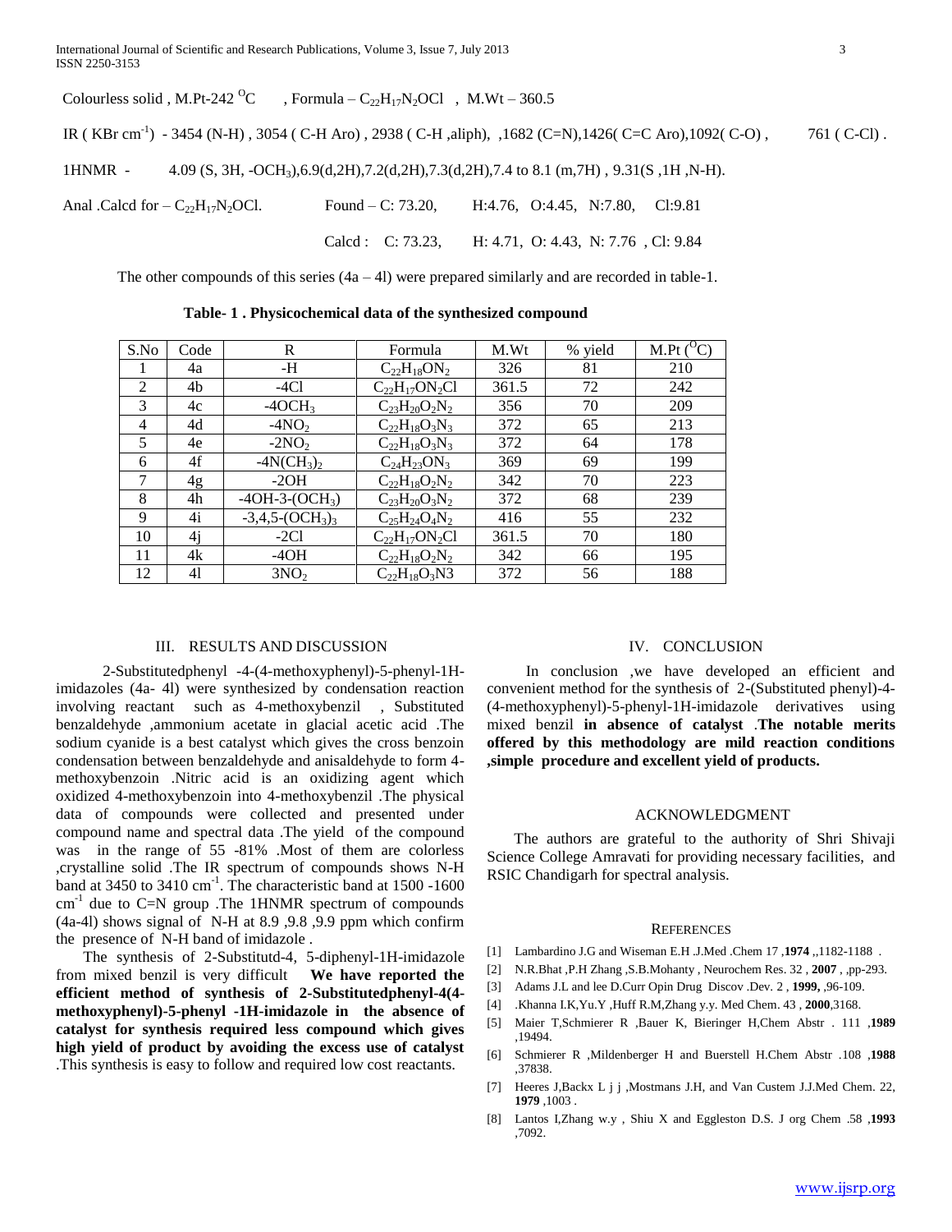Colourless solid , M.Pt-242 $^{O}C$ , Formula – $C_{22}H_{17}N_2OCl$ , M.Wt – 360.5

IR ( KBr $cm^{-1}$) - 3454 (N-H) , 3054 ( C-H Aro) , 2938 ( C-H ,aliph), ,1682 (C=N),1426( C=C Aro),1092( C-O) , 761 ( C-Cl) .

1HNMR - 4.09 (S, 3H, -$OCH_3$),6.9(d,2H),7.2(d,2H),7.3(d,2H),7.4 to 8.1 (m,7H) , 9.31(S ,1H ,N-H).

Anal .Calcd for – $C_{22}H_{17}N_2OCl$. Found – C: 73.20, H:4.76, O:4.45, N:7.80, Cl:9.81

Calcd : C: 73.23, H: 4.71, O: 4.43, N: 7.76 , Cl: 9.84

The other compounds of this series (4a – 4l) were prepared similarly and are recorded in table-1.

**Table- 1 . Physicochemical data of the synthesized compound**

| S.No | Code | R | Formula | M.Wt | % yield | M.Pt ($^{O}C$) |
|---|---|---|---|---|---|---|
| 1 | 4a | -H | $C_{22}H_{18}ON_2$ | 326 | 81 | 210 |
| 2 | 4b | -4Cl | $C_{22}H_{17}ON_2Cl$ | 361.5 | 72 | 242 |
| 3 | 4c | -4$OCH_3$ | $C_{23}H_{20}O_2N_2$ | 356 | 70 | 209 |
| 4 | 4d | -4$NO_2$ | $C_{22}H_{18}O_3N_3$ | 372 | 65 | 213 |
| 5 | 4e | -2$NO_2$ | $C_{22}H_{18}O_3N_3$ | 372 | 64 | 178 |
| 6 | 4f | -4$N(CH_3)_2$ | $C_{24}H_{23}ON_3$ | 369 | 69 | 199 |
| 7 | 4g | -2OH | $C_{22}H_{18}O_2N_2$ | 342 | 70 | 223 |
| 8 | 4h | -4OH-3-($OCH_3$) | $C_{23}H_{20}O_3N_2$ | 372 | 68 | 239 |
| 9 | 4i | -3,4,5-$(OCH_3)_3$ | $C_{25}H_{24}O_4N_2$ | 416 | 55 | 232 |
| 10 | 4j | -2Cl | $C_{22}H_{17}ON_2Cl$ | 361.5 | 70 | 180 |
| 11 | 4k | -4OH | $C_{22}H_{18}O_2N_2$ | 342 | 66 | 195 |
| 12 | 4l | 3$NO_2$ | $C_{22}H_{18}O_3$N3 | 372 | 56 | 188 |

## III. RESULTS AND DISCUSSION

2-Substitutedphenyl -4-(4-methoxyphenyl)-5-phenyl-1H-imidazoles (4a- 4l) were synthesized by condensation reaction involving reactant such as 4-methoxybenzil , Substituted benzaldehyde ,ammonium acetate in glacial acetic acid .The sodium cyanide is a best catalyst which gives the cross benzoin condensation between benzaldehyde and anisaldehyde to form 4-methoxybenzoin .Nitric acid is an oxidizing agent which oxidized 4-methoxybenzoin into 4-methoxybenzil .The physical data of compounds were collected and presented under compound name and spectral data .The yield of the compound was in the range of 55 -81% .Most of them are colorless ,crystalline solid .The IR spectrum of compounds shows N-H band at 3450 to 3410 $cm^{-1}$. The characteristic band at 1500 -1600 $cm^{-1}$ due to C=N group .The 1HNMR spectrum of compounds (4a-4l) shows signal of N-H at 8.9 ,9.8 ,9.9 ppm which confirm the presence of N-H band of imidazole .

The synthesis of 2-Substitutd-4, 5-diphenyl-1H-imidazole from mixed benzil is very difficult **We have reported the efficient method of synthesis of 2-Substitutedphenyl-4(4-methoxyphenyl)-5-phenyl -1H-imidazole in the absence of catalyst for synthesis required less compound which gives high yield of product by avoiding the excess use of catalyst** .This synthesis is easy to follow and required low cost reactants.

## IV. CONCLUSION

In conclusion ,we have developed an efficient and convenient method for the synthesis of 2-(Substituted phenyl)-4-(4-methoxyphenyl)-5-phenyl-1H-imidazole derivatives using mixed benzil **in absence of catalyst** .**The notable merits offered by this methodology are mild reaction conditions ,simple procedure and excellent yield of products.**

## ACKNOWLEDGMENT

The authors are grateful to the authority of Shri Shivaji Science College Amravati for providing necessary facilities, and RSIC Chandigarh for spectral analysis.

## REFERENCES

[1] Lambardino J.G and Wiseman E.H .J.Med .Chem 17 ,**1974** ,,1182-1188 .

[2] N.R.Bhat ,P.H Zhang ,S.B.Mohanty , Neurochem Res. 32 , **2007** , ,pp-293.

[3] Adams J.L and lee D.Curr Opin Drug Discov .Dev. 2 , **1999,** ,96-109.

[4] .Khanna I.K,Yu.Y ,Huff R.M,Zhang y.y. Med Chem. 43 , **2000**,3168.

[5] Maier T,Schmierer R ,Bauer K, Bieringer H,Chem Abstr . 111 ,**1989** ,19494.

[6] Schmierer R ,Mildenberger H and Buerstell H.Chem Abstr .108 ,**1988** ,37838.

[7] Heeres J,Backx L j j ,Mostmans J.H, and Van Custem J.J.Med Chem. 22, **1979** ,1003 .

[8] Lantos I,Zhang w.y , Shiu X and Eggleston D.S. J org Chem .58 ,**1993** ,7092.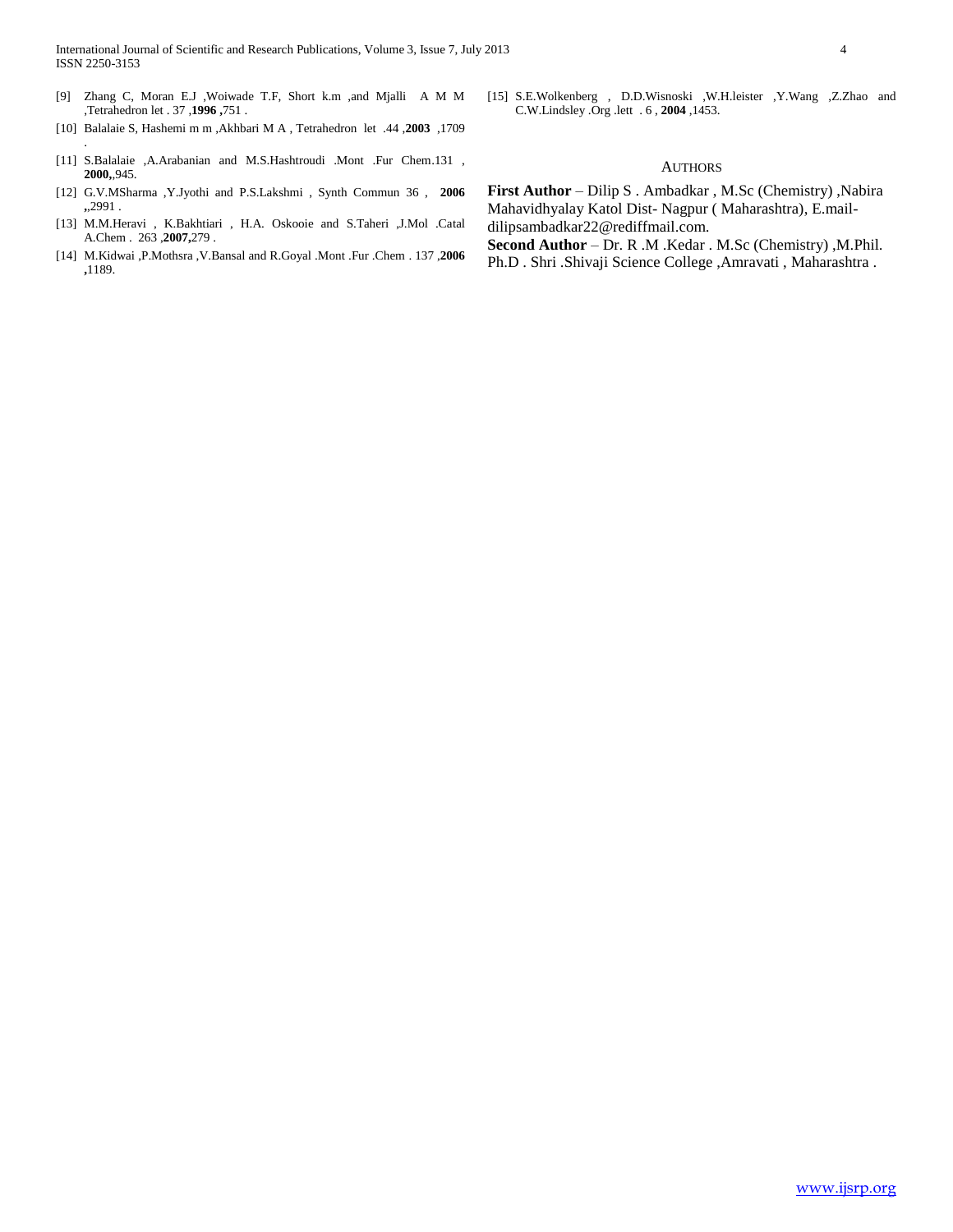[9] Zhang C, Moran E.J ,Woiwade T.F, Short k.m ,and Mjalli A M M ,Tetrahedron let . 37 ,**1996 ,**751 .

[10] Balalaie S, Hashemi m m ,Akhbari M A , Tetrahedron let .44 ,**2003** ,1709 .

[11] S.Balalaie ,A.Arabanian and M.S.Hashtroudi .Mont .Fur Chem.131 , **2000,**,945.

[12] G.V.MSharma ,Y.Jyothi and P.S.Lakshmi , Synth Commun 36 , **2006 ,**,2991 .

[13] M.M.Heravi , K.Bakhtiari , H.A. Oskooie and S.Taheri ,J.Mol .Catal A.Chem . 263 ,**2007,**279 .

[14] M.Kidwai ,P.Mothsra ,V.Bansal and R.Goyal .Mont .Fur .Chem . 137 ,**2006 ,**1189.

[15] S.E.Wolkenberg , D.D.Wisnoski ,W.H.leister ,Y.Wang ,Z.Zhao and C.W.Lindsley .Org .lett . 6 , **2004** ,1453.

## AUTHORS

**First Author** – Dilip S . Ambadkar , M.Sc (Chemistry) ,Nabira Mahavidhyalay Katol Dist- Nagpur ( Maharashtra), E.mail-dilipsambadkar22@rediffmail.com.

**Second Author** – Dr. R .M .Kedar . M.Sc (Chemistry) ,M.Phil. Ph.D . Shri .Shivaji Science College ,Amravati , Maharashtra .